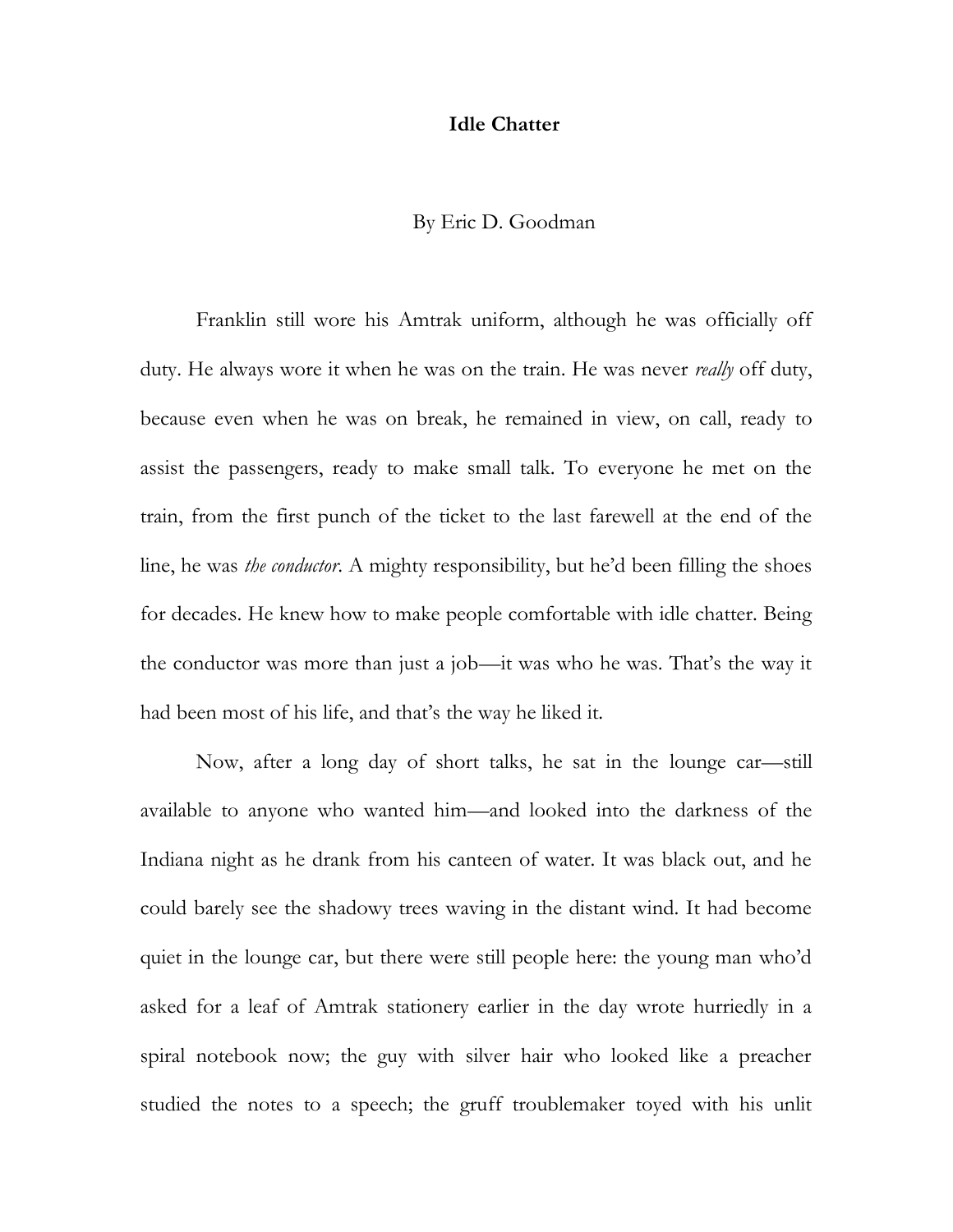# Idle Chatter

By Eric D. Goodman

Franklin still wore his Amtrak uniform, although he was officially off duty. He always wore it when he was on the train. He was never *really* off duty, because even when he was on break, he remained in view, on call, ready to assist the passengers, ready to make small talk. To everyone he met on the train, from the first punch of the ticket to the last farewell at the end of the line, he was *the conductor*. A mighty responsibility, but he'd been filling the shoes for decades. He knew how to make people comfortable with idle chatter. Being the conductor was more than just a job—it was who he was. That's the way it had been most of his life, and that's the way he liked it.

Now, after a long day of short talks, he sat in the lounge car—still available to anyone who wanted him—and looked into the darkness of the Indiana night as he drank from his canteen of water. It was black out, and he could barely see the shadowy trees waving in the distant wind. It had become quiet in the lounge car, but there were still people here: the young man who'd asked for a leaf of Amtrak stationery earlier in the day wrote hurriedly in a spiral notebook now; the guy with silver hair who looked like a preacher studied the notes to a speech; the gruff troublemaker toyed with his unlit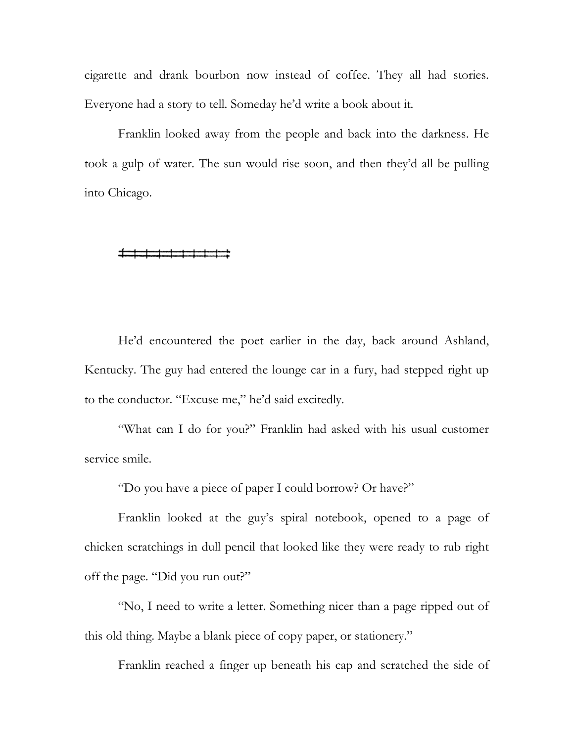cigarette and drank bourbon now instead of coffee. They all had stories. Everyone had a story to tell. Someday he'd write a book about it.

Franklin looked away from the people and back into the darkness. He took a gulp of water. The sun would rise soon, and then they'd all be pulling into Chicago.

---

He'd encountered the poet earlier in the day, back around Ashland, Kentucky. The guy had entered the lounge car in a fury, had stepped right up to the conductor. "Excuse me," he'd said excitedly.

"What can I do for you?" Franklin had asked with his usual customer service smile.

"Do you have a piece of paper I could borrow? Or have?"

Franklin looked at the guy's spiral notebook, opened to a page of chicken scratchings in dull pencil that looked like they were ready to rub right off the page. "Did you run out?"

"No, I need to write a letter. Something nicer than a page ripped out of this old thing. Maybe a blank piece of copy paper, or stationery."

Franklin reached a finger up beneath his cap and scratched the side of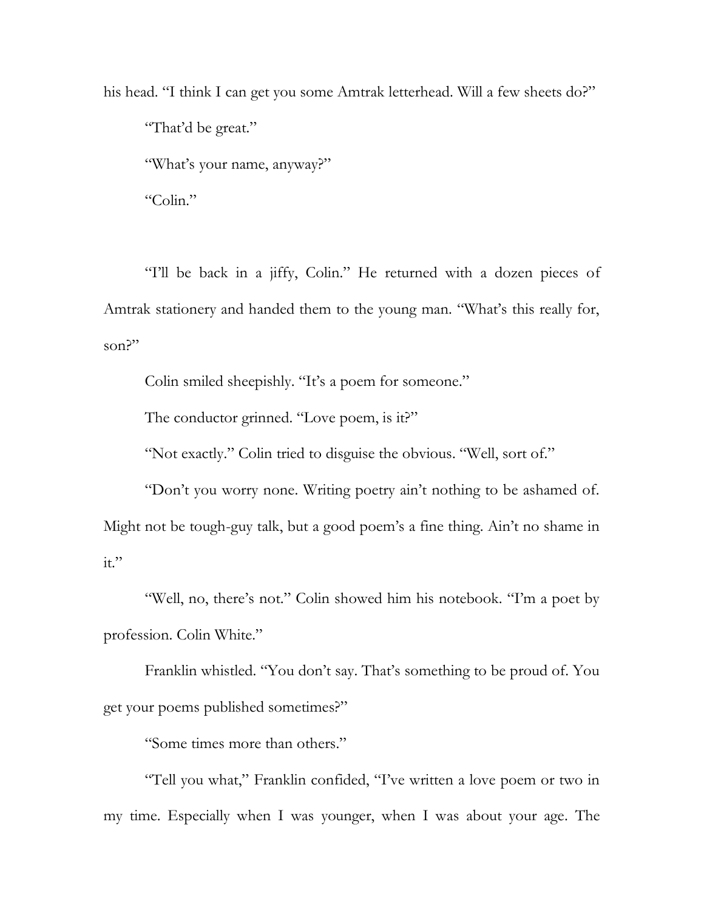his head. “I think I can get you some Amtrak letterhead. Will a few sheets do?”

“That’d be great.”

“What’s your name, anyway?”

“Colin.”

“I’ll be back in a jiffy, Colin.” He returned with a dozen pieces of Amtrak stationery and handed them to the young man. “What’s this really for, son?”

Colin smiled sheepishly. “It’s a poem for someone.”

The conductor grinned. “Love poem, is it?”

“Not exactly.” Colin tried to disguise the obvious. “Well, sort of.”

“Don’t you worry none. Writing poetry ain’t nothing to be ashamed of. Might not be tough-guy talk, but a good poem’s a fine thing. Ain’t no shame in it.”

“Well, no, there’s not.” Colin showed him his notebook. “I’m a poet by profession. Colin White.”

Franklin whistled. “You don’t say. That’s something to be proud of. You get your poems published sometimes?”

“Some times more than others.”

“Tell you what,” Franklin confided, “I’ve written a love poem or two in my time. Especially when I was younger, when I was about your age. The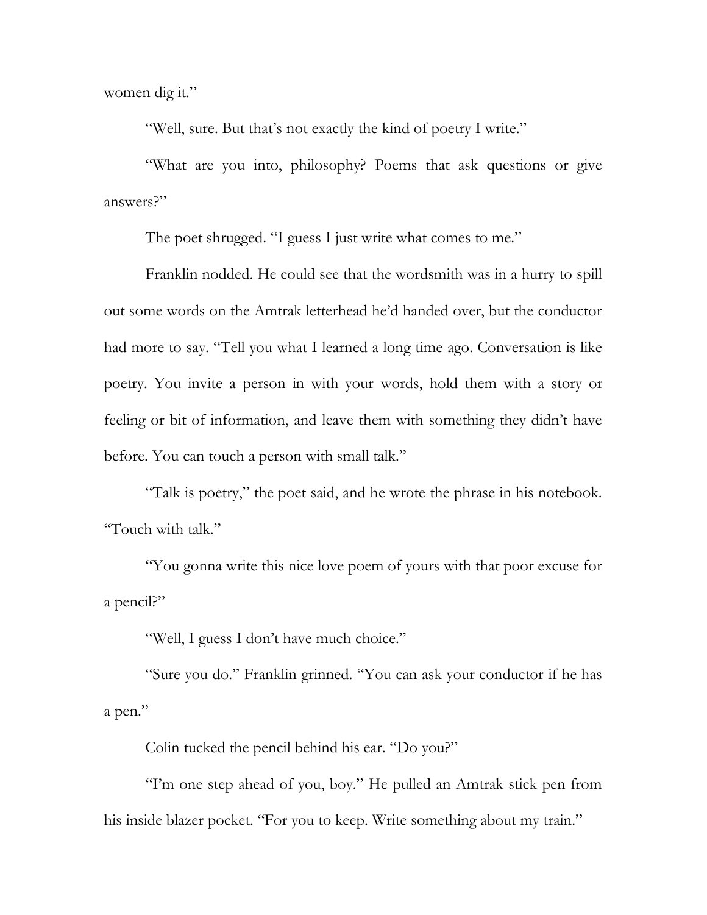women dig it."

"Well, sure. But that's not exactly the kind of poetry I write."

"What are you into, philosophy? Poems that ask questions or give answers?"

The poet shrugged. "I guess I just write what comes to me."

Franklin nodded. He could see that the wordsmith was in a hurry to spill out some words on the Amtrak letterhead he'd handed over, but the conductor had more to say. "Tell you what I learned a long time ago. Conversation is like poetry. You invite a person in with your words, hold them with a story or feeling or bit of information, and leave them with something they didn't have before. You can touch a person with small talk."

"Talk is poetry," the poet said, and he wrote the phrase in his notebook. "Touch with talk."

"You gonna write this nice love poem of yours with that poor excuse for a pencil?"

"Well, I guess I don't have much choice."

"Sure you do." Franklin grinned. "You can ask your conductor if he has a pen."

Colin tucked the pencil behind his ear. "Do you?"

"I'm one step ahead of you, boy." He pulled an Amtrak stick pen from his inside blazer pocket. "For you to keep. Write something about my train."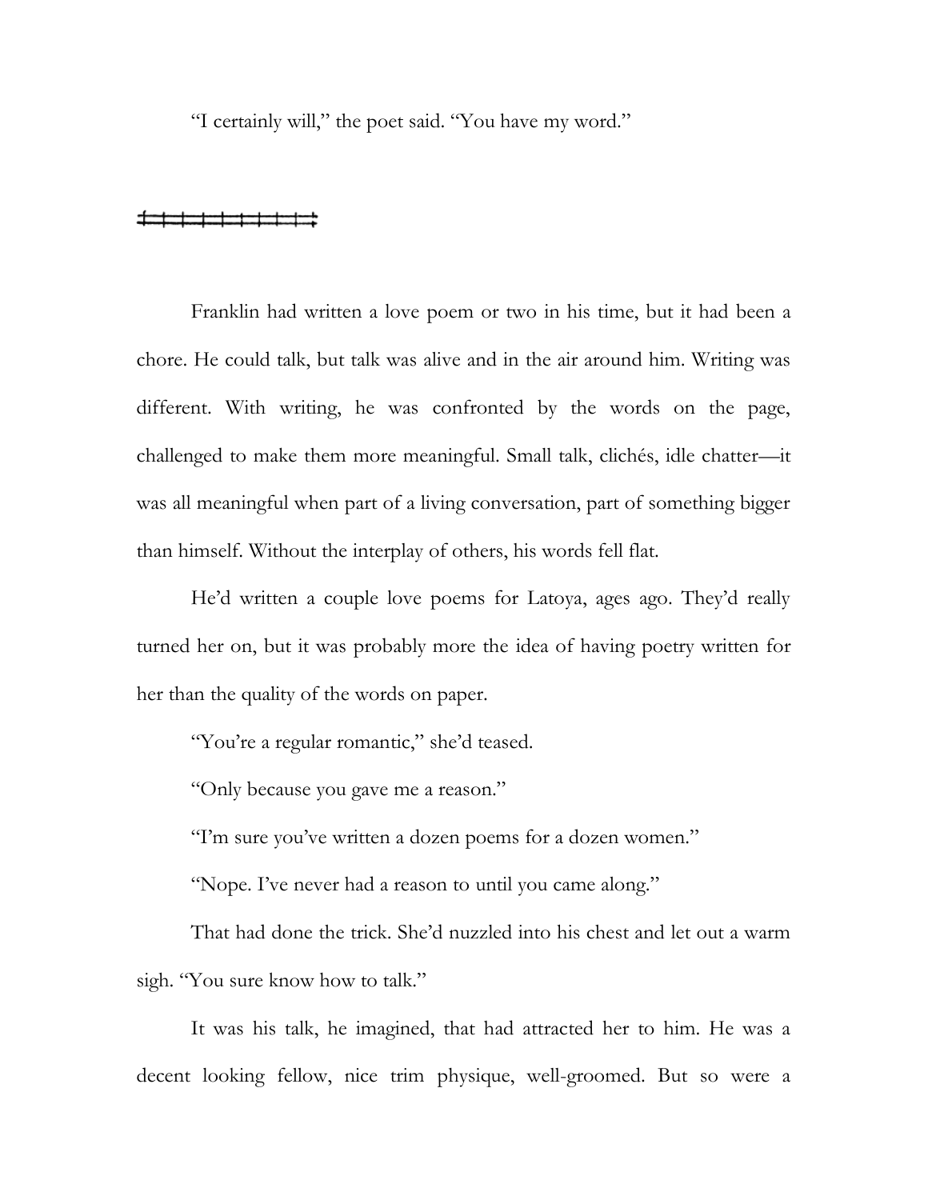"I certainly will," the poet said. "You have my word."

---

Franklin had written a love poem or two in his time, but it had been a chore. He could talk, but talk was alive and in the air around him. Writing was different. With writing, he was confronted by the words on the page, challenged to make them more meaningful. Small talk, clichés, idle chatter—it was all meaningful when part of a living conversation, part of something bigger than himself. Without the interplay of others, his words fell flat.

He'd written a couple love poems for Latoya, ages ago. They'd really turned her on, but it was probably more the idea of having poetry written for her than the quality of the words on paper.

"You're a regular romantic," she'd teased.

"Only because you gave me a reason."

"I'm sure you've written a dozen poems for a dozen women."

"Nope. I've never had a reason to until you came along."

That had done the trick. She'd nuzzled into his chest and let out a warm sigh. "You sure know how to talk."

It was his talk, he imagined, that had attracted her to him. He was a decent looking fellow, nice trim physique, well-groomed. But so were a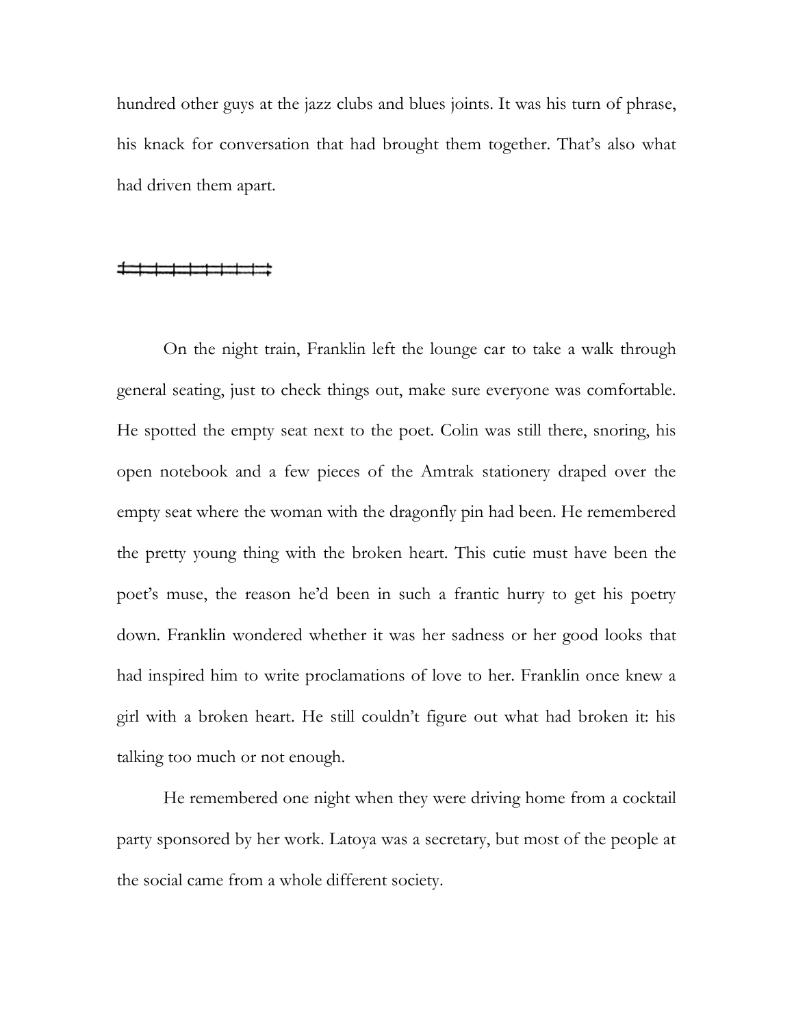hundred other guys at the jazz clubs and blues joints. It was his turn of phrase, his knack for conversation that had brought them together. That's also what had driven them apart.

---

On the night train, Franklin left the lounge car to take a walk through general seating, just to check things out, make sure everyone was comfortable. He spotted the empty seat next to the poet. Colin was still there, snoring, his open notebook and a few pieces of the Amtrak stationery draped over the empty seat where the woman with the dragonfly pin had been. He remembered the pretty young thing with the broken heart. This cutie must have been the poet's muse, the reason he'd been in such a frantic hurry to get his poetry down. Franklin wondered whether it was her sadness or her good looks that had inspired him to write proclamations of love to her. Franklin once knew a girl with a broken heart. He still couldn't figure out what had broken it: his talking too much or not enough.

He remembered one night when they were driving home from a cocktail party sponsored by her work. Latoya was a secretary, but most of the people at the social came from a whole different society.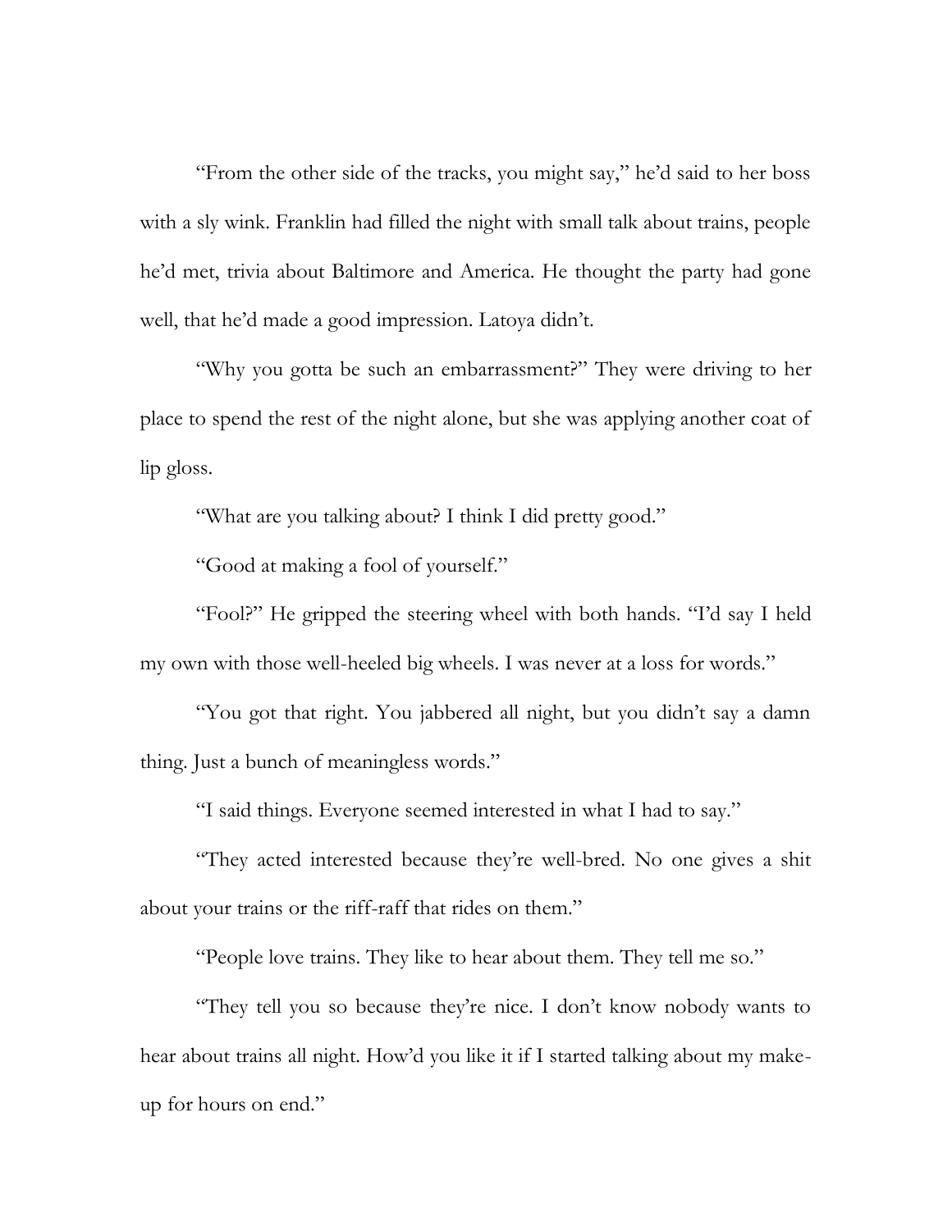"From the other side of the tracks, you might say," he'd said to her boss with a sly wink. Franklin had filled the night with small talk about trains, people he'd met, trivia about Baltimore and America. He thought the party had gone well, that he'd made a good impression. Latoya didn't.

"Why you gotta be such an embarrassment?" They were driving to her place to spend the rest of the night alone, but she was applying another coat of lip gloss.

"What are you talking about? I think I did pretty good."

"Good at making a fool of yourself."

"Fool?" He gripped the steering wheel with both hands. "I'd say I held my own with those well-heeled big wheels. I was never at a loss for words."

"You got that right. You jabbered all night, but you didn't say a damn thing. Just a bunch of meaningless words."

"I said things. Everyone seemed interested in what I had to say."

"They acted interested because they're well-bred. No one gives a shit about your trains or the riff-raff that rides on them."

"People love trains. They like to hear about them. They tell me so."

"They tell you so because they're nice. I don't know nobody wants to hear about trains all night. How'd you like it if I started talking about my make-up for hours on end."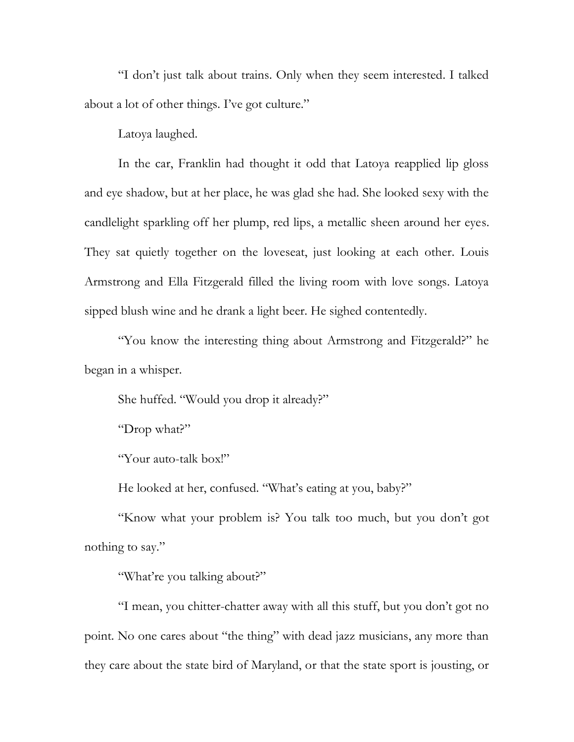"I don't just talk about trains. Only when they seem interested. I talked about a lot of other things. I've got culture."

Latoya laughed.

In the car, Franklin had thought it odd that Latoya reapplied lip gloss and eye shadow, but at her place, he was glad she had. She looked sexy with the candlelight sparkling off her plump, red lips, a metallic sheen around her eyes. They sat quietly together on the loveseat, just looking at each other. Louis Armstrong and Ella Fitzgerald filled the living room with love songs. Latoya sipped blush wine and he drank a light beer. He sighed contentedly.

"You know the interesting thing about Armstrong and Fitzgerald?" he began in a whisper.

She huffed. "Would you drop it already?"

"Drop what?"

"Your auto-talk box!"

He looked at her, confused. "What's eating at you, baby?"

"Know what your problem is? You talk too much, but you don't got nothing to say."

"What're you talking about?"

"I mean, you chitter-chatter away with all this stuff, but you don't got no point. No one cares about "the thing" with dead jazz musicians, any more than they care about the state bird of Maryland, or that the state sport is jousting, or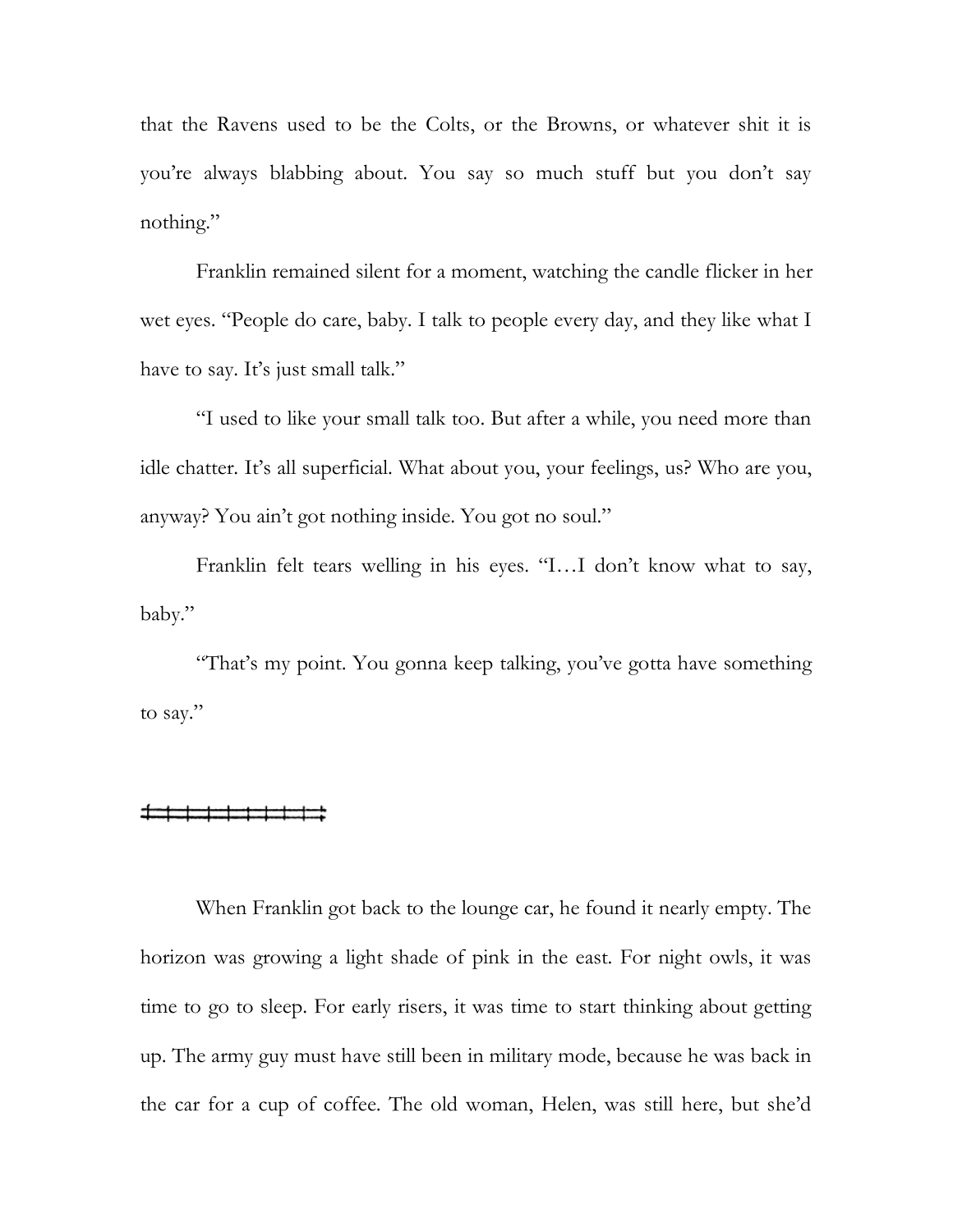that the Ravens used to be the Colts, or the Browns, or whatever shit it is you're always blabbing about. You say so much stuff but you don't say nothing."

Franklin remained silent for a moment, watching the candle flicker in her wet eyes. "People do care, baby. I talk to people every day, and they like what I have to say. It's just small talk."

"I used to like your small talk too. But after a while, you need more than idle chatter. It's all superficial. What about you, your feelings, us? Who are you, anyway? You ain't got nothing inside. You got no soul."

Franklin felt tears welling in his eyes. "I…I don't know what to say, baby."

"That's my point. You gonna keep talking, you've gotta have something to say."

---

When Franklin got back to the lounge car, he found it nearly empty. The horizon was growing a light shade of pink in the east. For night owls, it was time to go to sleep. For early risers, it was time to start thinking about getting up. The army guy must have still been in military mode, because he was back in the car for a cup of coffee. The old woman, Helen, was still here, but she'd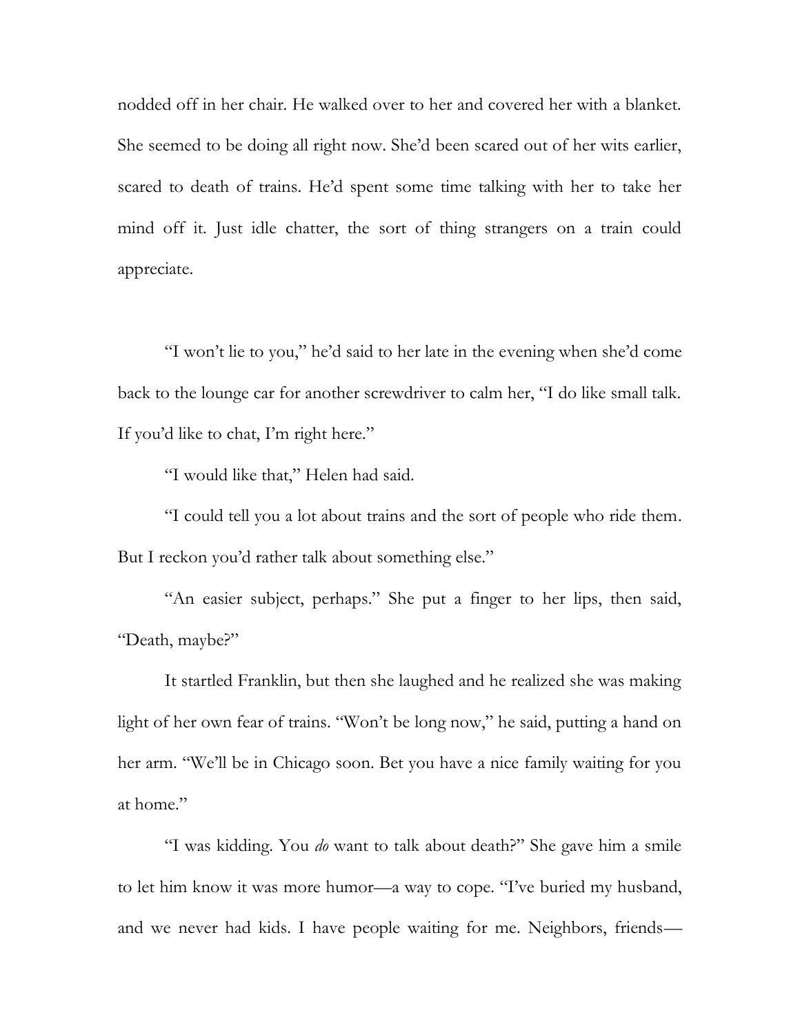nodded off in her chair. He walked over to her and covered her with a blanket. She seemed to be doing all right now. She'd been scared out of her wits earlier, scared to death of trains. He'd spent some time talking with her to take her mind off it. Just idle chatter, the sort of thing strangers on a train could appreciate.

"I won't lie to you," he'd said to her late in the evening when she'd come back to the lounge car for another screwdriver to calm her, "I do like small talk. If you'd like to chat, I'm right here."

"I would like that," Helen had said.

"I could tell you a lot about trains and the sort of people who ride them. But I reckon you'd rather talk about something else."

"An easier subject, perhaps." She put a finger to her lips, then said, "Death, maybe?"

It startled Franklin, but then she laughed and he realized she was making light of her own fear of trains. "Won't be long now," he said, putting a hand on her arm. "We'll be in Chicago soon. Bet you have a nice family waiting for you at home."

"I was kidding. You *do* want to talk about death?" She gave him a smile to let him know it was more humor—a way to cope. "I've buried my husband, and we never had kids. I have people waiting for me. Neighbors, friends—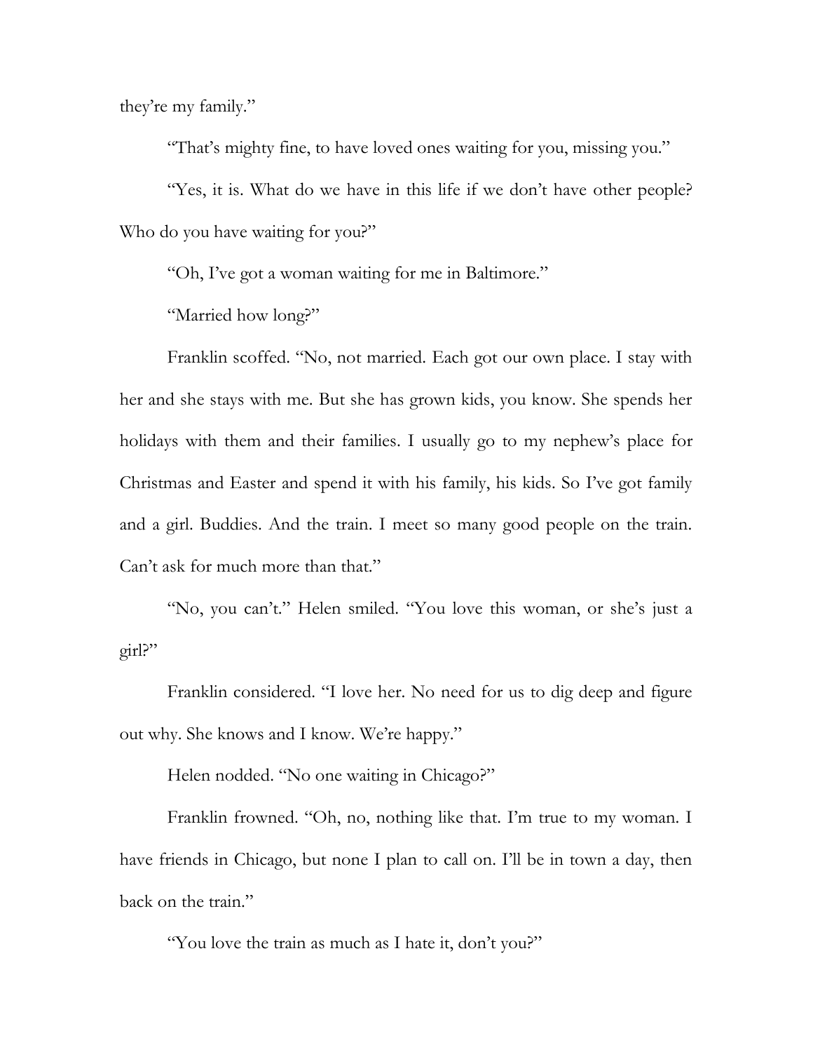they're my family."

"That's mighty fine, to have loved ones waiting for you, missing you."

"Yes, it is. What do we have in this life if we don't have other people? Who do you have waiting for you?"

"Oh, I've got a woman waiting for me in Baltimore."

"Married how long?"

Franklin scoffed. "No, not married. Each got our own place. I stay with her and she stays with me. But she has grown kids, you know. She spends her holidays with them and their families. I usually go to my nephew's place for Christmas and Easter and spend it with his family, his kids. So I've got family and a girl. Buddies. And the train. I meet so many good people on the train. Can't ask for much more than that."

"No, you can't." Helen smiled. "You love this woman, or she's just a girl?"

Franklin considered. "I love her. No need for us to dig deep and figure out why. She knows and I know. We're happy."

Helen nodded. "No one waiting in Chicago?"

Franklin frowned. "Oh, no, nothing like that. I'm true to my woman. I have friends in Chicago, but none I plan to call on. I'll be in town a day, then back on the train."

"You love the train as much as I hate it, don't you?"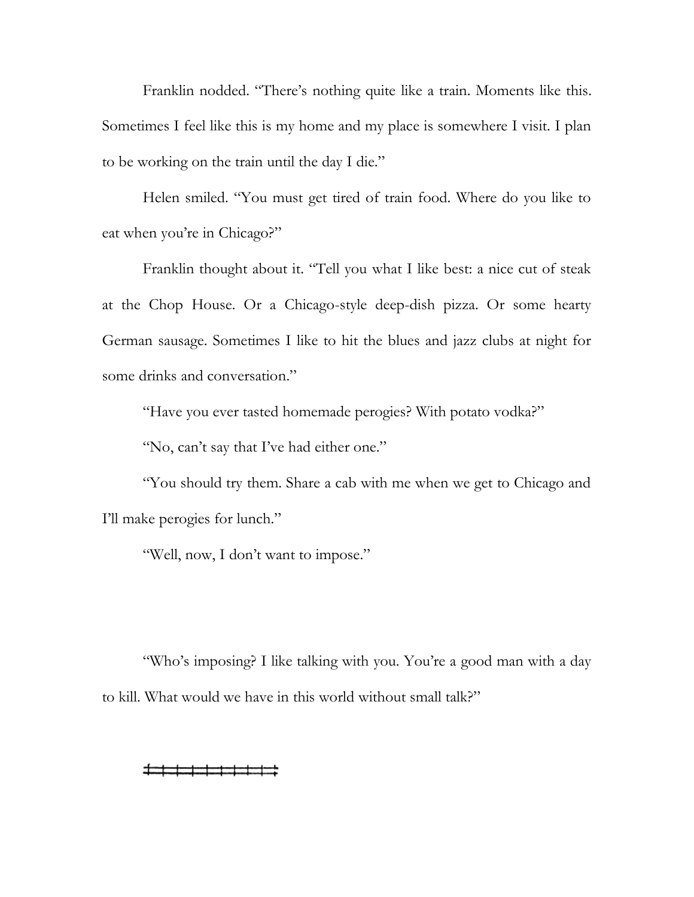Franklin nodded. "There's nothing quite like a train. Moments like this. Sometimes I feel like this is my home and my place is somewhere I visit. I plan to be working on the train until the day I die."

Helen smiled. "You must get tired of train food. Where do you like to eat when you're in Chicago?"

Franklin thought about it. "Tell you what I like best: a nice cut of steak at the Chop House. Or a Chicago-style deep-dish pizza. Or some hearty German sausage. Sometimes I like to hit the blues and jazz clubs at night for some drinks and conversation."

"Have you ever tasted homemade perogies? With potato vodka?"

"No, can't say that I've had either one."

"You should try them. Share a cab with me when we get to Chicago and I'll make perogies for lunch."

"Well, now, I don't want to impose."

"Who's imposing? I like talking with you. You're a good man with a day to kill. What would we have in this world without small talk?"

---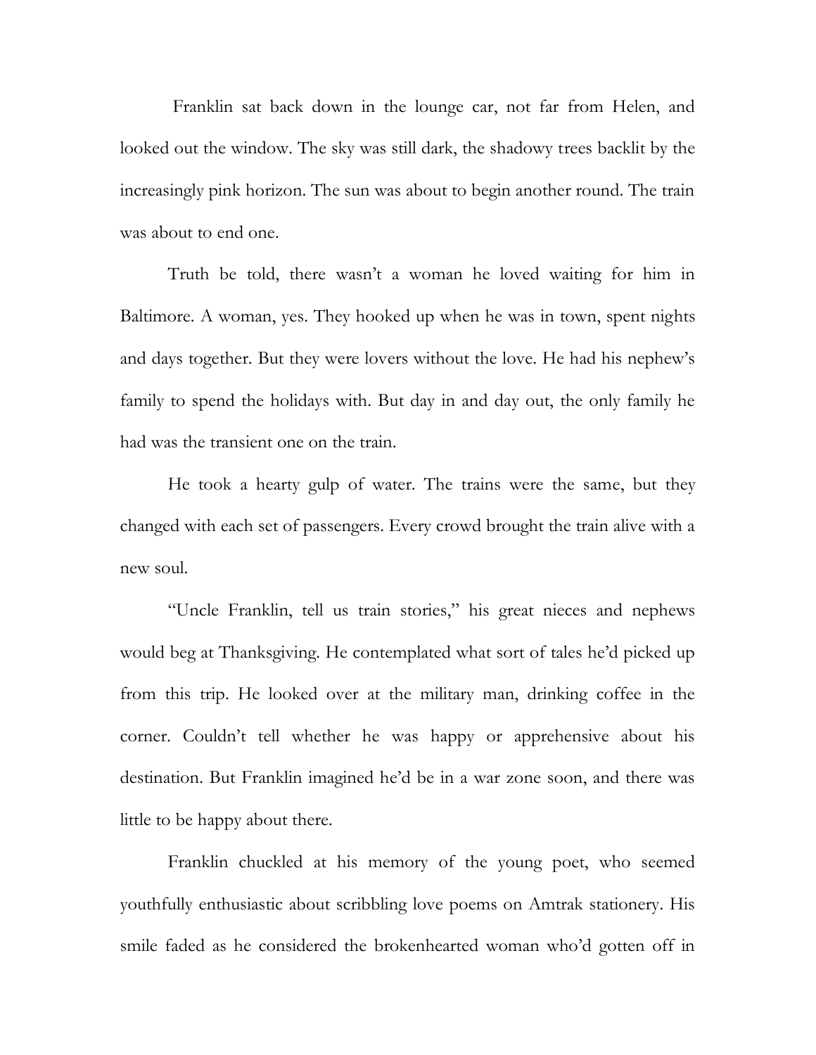Franklin sat back down in the lounge car, not far from Helen, and looked out the window. The sky was still dark, the shadowy trees backlit by the increasingly pink horizon. The sun was about to begin another round. The train was about to end one.

Truth be told, there wasn't a woman he loved waiting for him in Baltimore. A woman, yes. They hooked up when he was in town, spent nights and days together. But they were lovers without the love. He had his nephew's family to spend the holidays with. But day in and day out, the only family he had was the transient one on the train.

He took a hearty gulp of water. The trains were the same, but they changed with each set of passengers. Every crowd brought the train alive with a new soul.

"Uncle Franklin, tell us train stories," his great nieces and nephews would beg at Thanksgiving. He contemplated what sort of tales he'd picked up from this trip. He looked over at the military man, drinking coffee in the corner. Couldn't tell whether he was happy or apprehensive about his destination. But Franklin imagined he'd be in a war zone soon, and there was little to be happy about there.

Franklin chuckled at his memory of the young poet, who seemed youthfully enthusiastic about scribbling love poems on Amtrak stationery. His smile faded as he considered the brokenhearted woman who'd gotten off in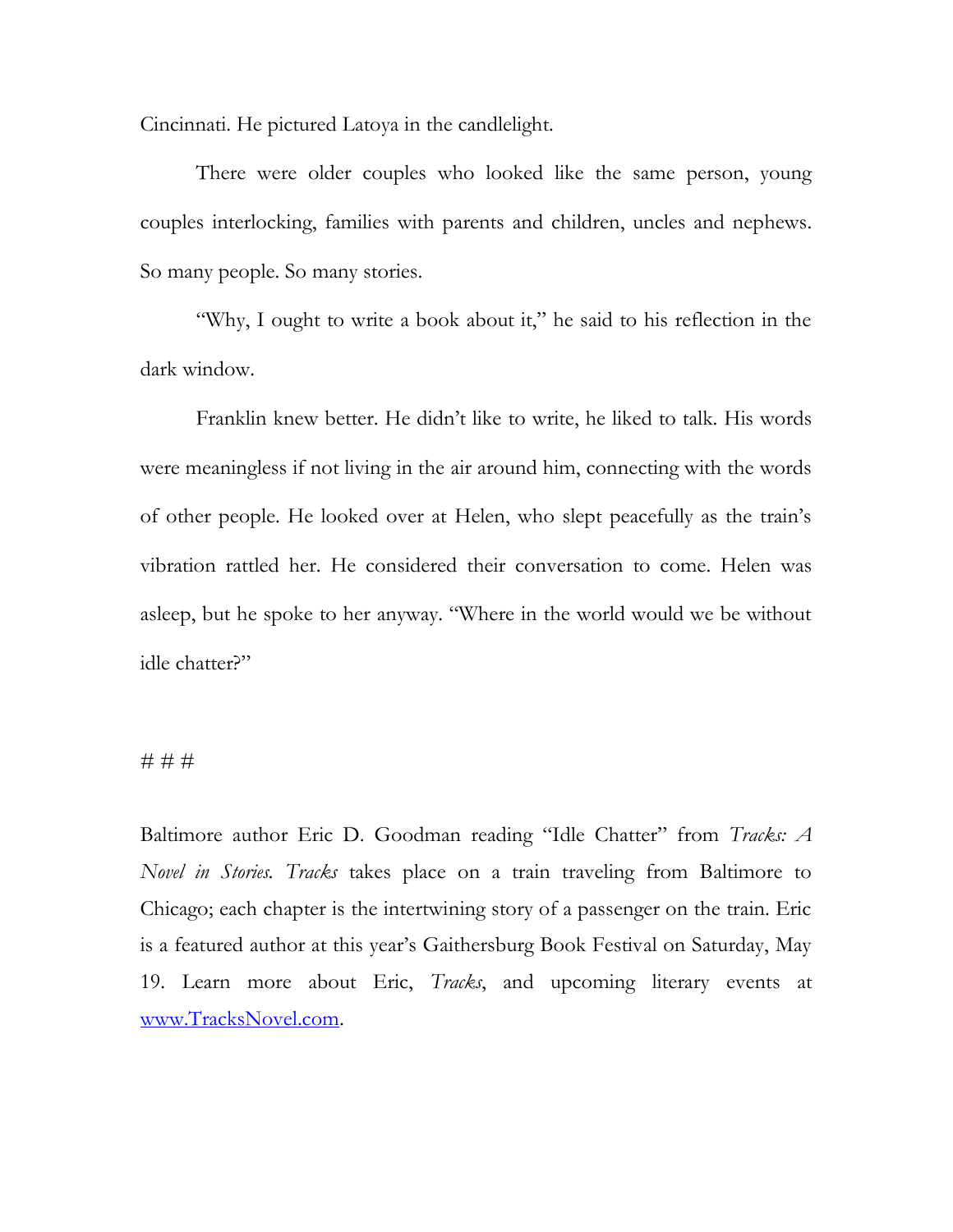Cincinnati. He pictured Latoya in the candlelight.

There were older couples who looked like the same person, young couples interlocking, families with parents and children, uncles and nephews. So many people. So many stories.

"Why, I ought to write a book about it," he said to his reflection in the dark window.

Franklin knew better. He didn't like to write, he liked to talk. His words were meaningless if not living in the air around him, connecting with the words of other people. He looked over at Helen, who slept peacefully as the train's vibration rattled her. He considered their conversation to come. Helen was asleep, but he spoke to her anyway. "Where in the world would we be without idle chatter?"

# # #

Baltimore author Eric D. Goodman reading "Idle Chatter" from *Tracks: A Novel in Stories*. *Tracks* takes place on a train traveling from Baltimore to Chicago; each chapter is the intertwining story of a passenger on the train. Eric is a featured author at this year's Gaithersburg Book Festival on Saturday, May 19. Learn more about Eric, *Tracks*, and upcoming literary events at [www.TracksNovel.com](http://www.TracksNovel.com).